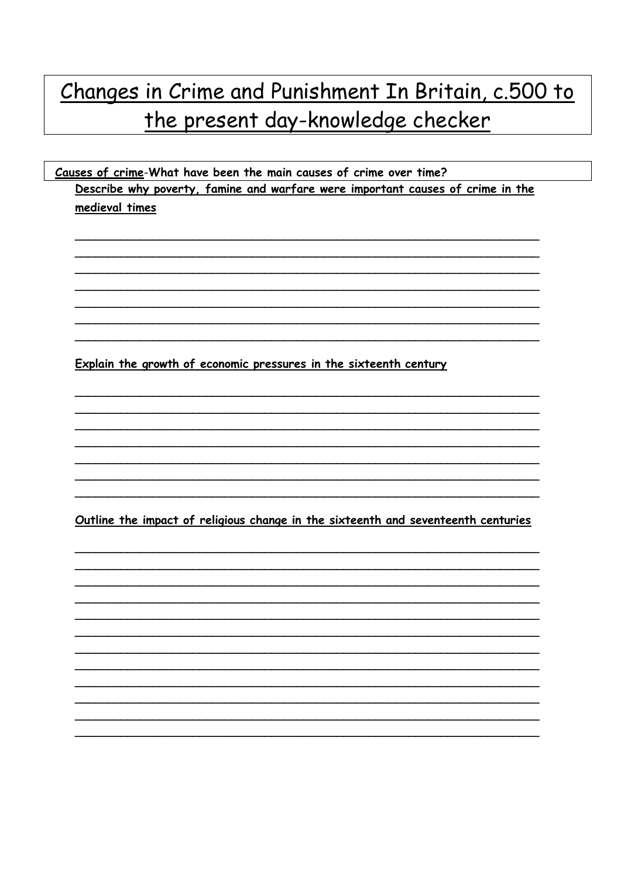# Changes in Crime and Punishment In Britain, c.500 to the present day-knowledge checker

**Causes of crime-What have been the main causes of crime over time?**

**Describe why poverty, famine and warfare were important causes of crime in the medieval times**

______________________________________________________________________
______________________________________________________________________
______________________________________________________________________
______________________________________________________________________
______________________________________________________________________
______________________________________________________________________
______________________________________________________________________

**Explain the growth of economic pressures in the sixteenth century**

______________________________________________________________________
______________________________________________________________________
______________________________________________________________________
______________________________________________________________________
______________________________________________________________________
______________________________________________________________________
______________________________________________________________________

**Outline the impact of religious change in the sixteenth and seventeenth centuries**

______________________________________________________________________
______________________________________________________________________
______________________________________________________________________
______________________________________________________________________
______________________________________________________________________
______________________________________________________________________
______________________________________________________________________
______________________________________________________________________
______________________________________________________________________
______________________________________________________________________
______________________________________________________________________
______________________________________________________________________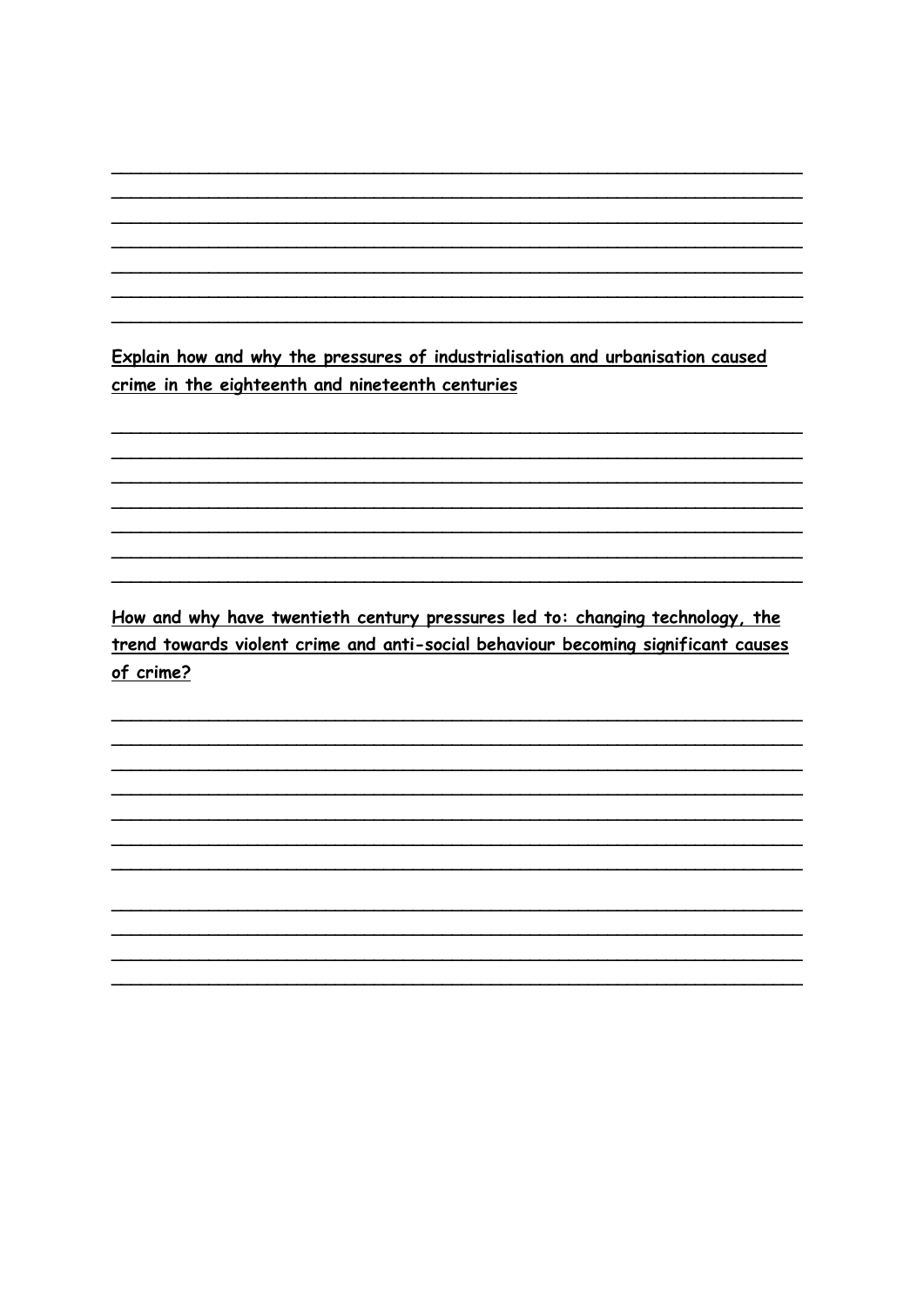**Explain how and why the pressures of industrialisation and urbanisation caused crime in the eighteenth and nineteenth centuries**

**How and why have twentieth century pressures led to: changing technology, the trend towards violent crime and anti-social behaviour becoming significant causes of crime?**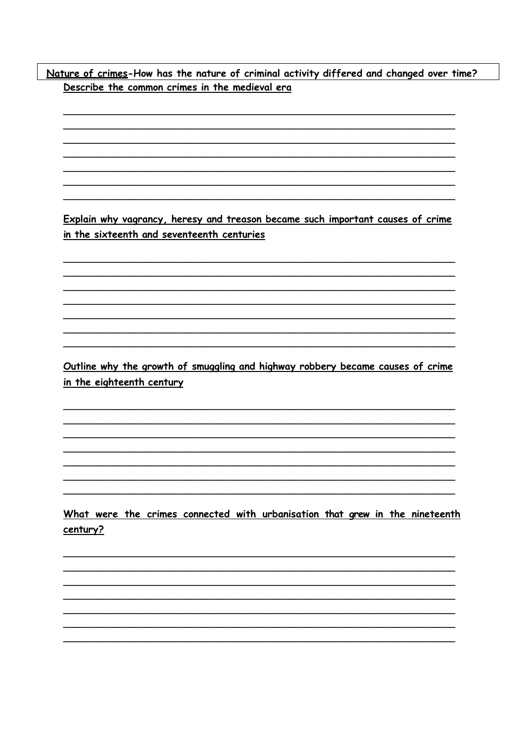**<u>Nature of crimes</u>-How has the nature of criminal activity differed and changed over time?**

**<u>Describe the common crimes in the medieval era</u>**

**<u>Explain why vagrancy, heresy and treason became such important causes of crime in the sixteenth and seventeenth centuries</u>**

**<u>Outline why the growth of smuggling and highway robbery became causes of crime in the eighteenth century</u>**

**<u>What were the crimes connected with urbanisation that grew in the nineteenth century?</u>**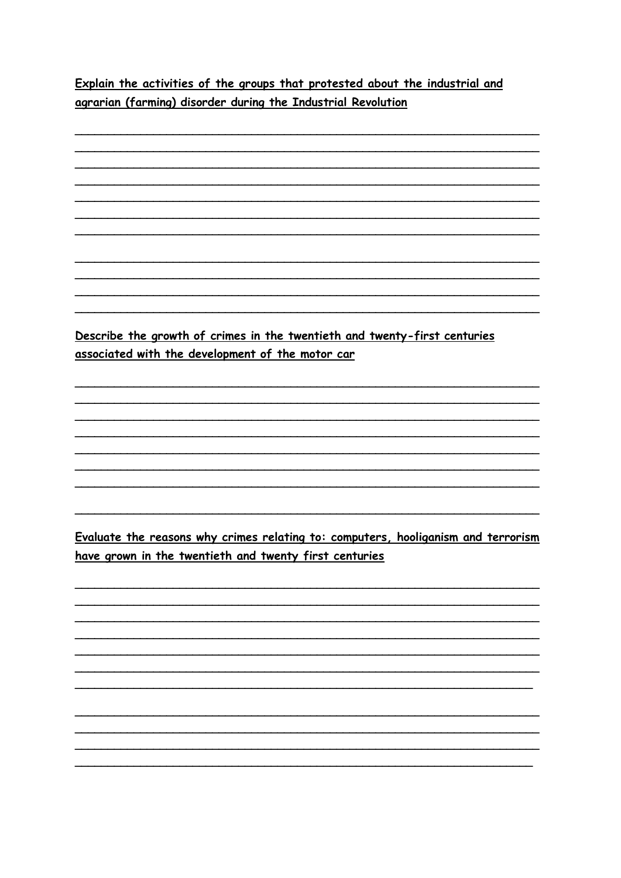**<u>Explain the activities of the groups that protested about the industrial and agrarian (farming) disorder during the Industrial Revolution</u>**

___________________________________________________________________
___________________________________________________________________
___________________________________________________________________
___________________________________________________________________
___________________________________________________________________
___________________________________________________________________
___________________________________________________________________

___________________________________________________________________
___________________________________________________________________
___________________________________________________________________
___________________________________________________________________

**<u>Describe the growth of crimes in the twentieth and twenty-first centuries associated with the development of the motor car</u>**

___________________________________________________________________
___________________________________________________________________
___________________________________________________________________
___________________________________________________________________
___________________________________________________________________
___________________________________________________________________
___________________________________________________________________

___________________________________________________________________

**<u>Evaluate the reasons why crimes relating to: computers, hooliganism and terrorism have grown in the twentieth and twenty first centuries</u>**

___________________________________________________________________
___________________________________________________________________
___________________________________________________________________
___________________________________________________________________
___________________________________________________________________
___________________________________________________________________
___________________________________________________________________

___________________________________________________________________
___________________________________________________________________
___________________________________________________________________
___________________________________________________________________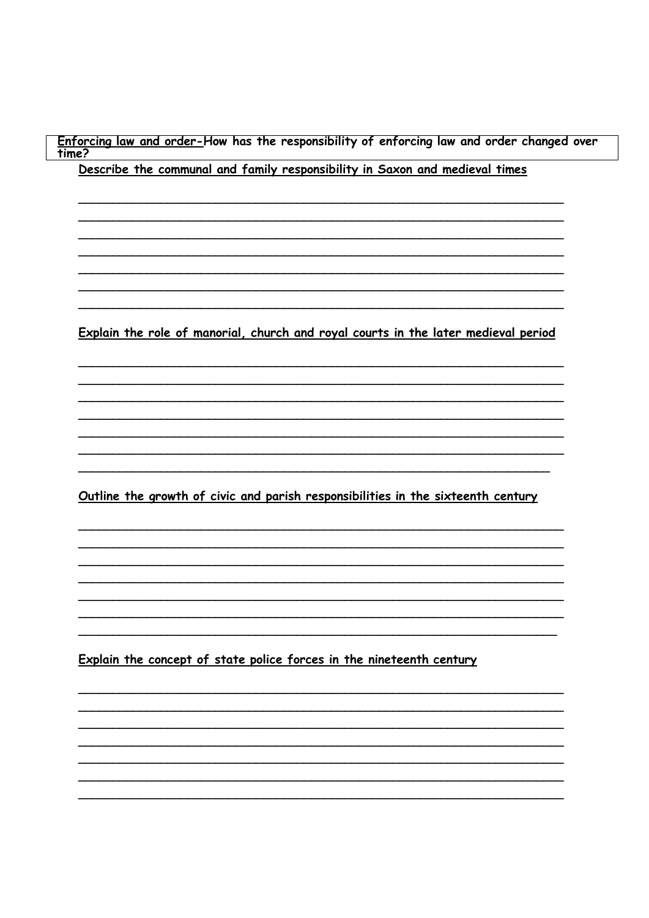**Enforcing law and order**-How has the responsibility of enforcing law and order changed over time?

**Describe the communal and family responsibility in Saxon and medieval times**

______________________________________________________________________
______________________________________________________________________
______________________________________________________________________
______________________________________________________________________
______________________________________________________________________
______________________________________________________________________
______________________________________________________________________

**Explain the role of manorial, church and royal courts in the later medieval period**

______________________________________________________________________
______________________________________________________________________
______________________________________________________________________
______________________________________________________________________
______________________________________________________________________
______________________________________________________________________
______________________________________________________________________

**Outline the growth of civic and parish responsibilities in the sixteenth century**

______________________________________________________________________
______________________________________________________________________
______________________________________________________________________
______________________________________________________________________
______________________________________________________________________
______________________________________________________________________
______________________________________________________________________

**Explain the concept of state police forces in the nineteenth century**

______________________________________________________________________
______________________________________________________________________
______________________________________________________________________
______________________________________________________________________
______________________________________________________________________
______________________________________________________________________
______________________________________________________________________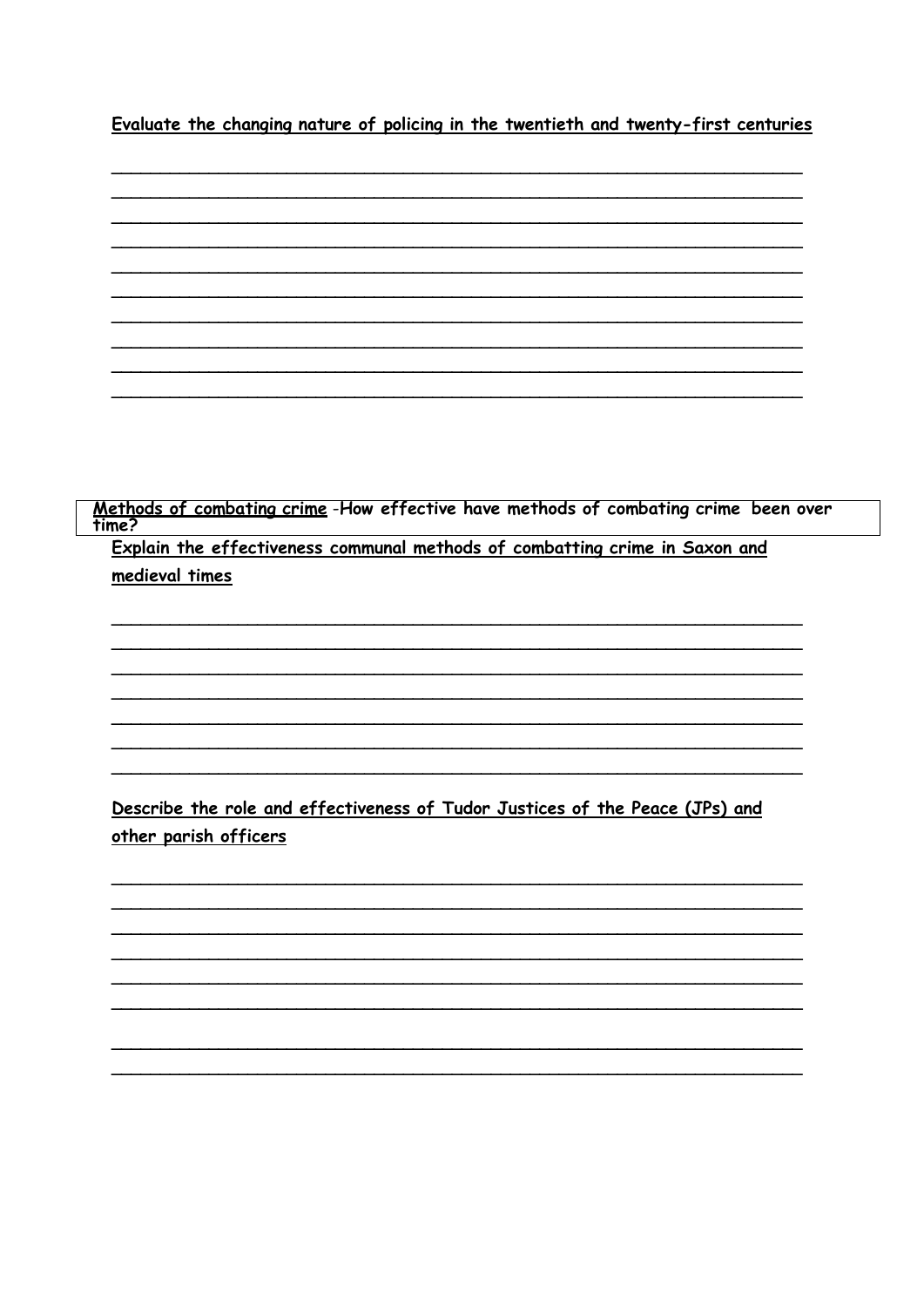**Evaluate the changing nature of policing in the twentieth and twenty-first centuries**

__________________________________________________________________

__________________________________________________________________

__________________________________________________________________

__________________________________________________________________

__________________________________________________________________

__________________________________________________________________

__________________________________________________________________

__________________________________________________________________

__________________________________________________________________

__________________________________________________________________

**Methods of combating crime -How effective have methods of combating crime been over time?**

**Explain the effectiveness communal methods of combatting crime in Saxon and medieval times**

__________________________________________________________________

__________________________________________________________________

__________________________________________________________________

__________________________________________________________________

__________________________________________________________________

__________________________________________________________________

__________________________________________________________________

**Describe the role and effectiveness of Tudor Justices of the Peace (JPs) and other parish officers**

__________________________________________________________________

__________________________________________________________________

__________________________________________________________________

__________________________________________________________________

__________________________________________________________________

__________________________________________________________________

__________________________________________________________________

__________________________________________________________________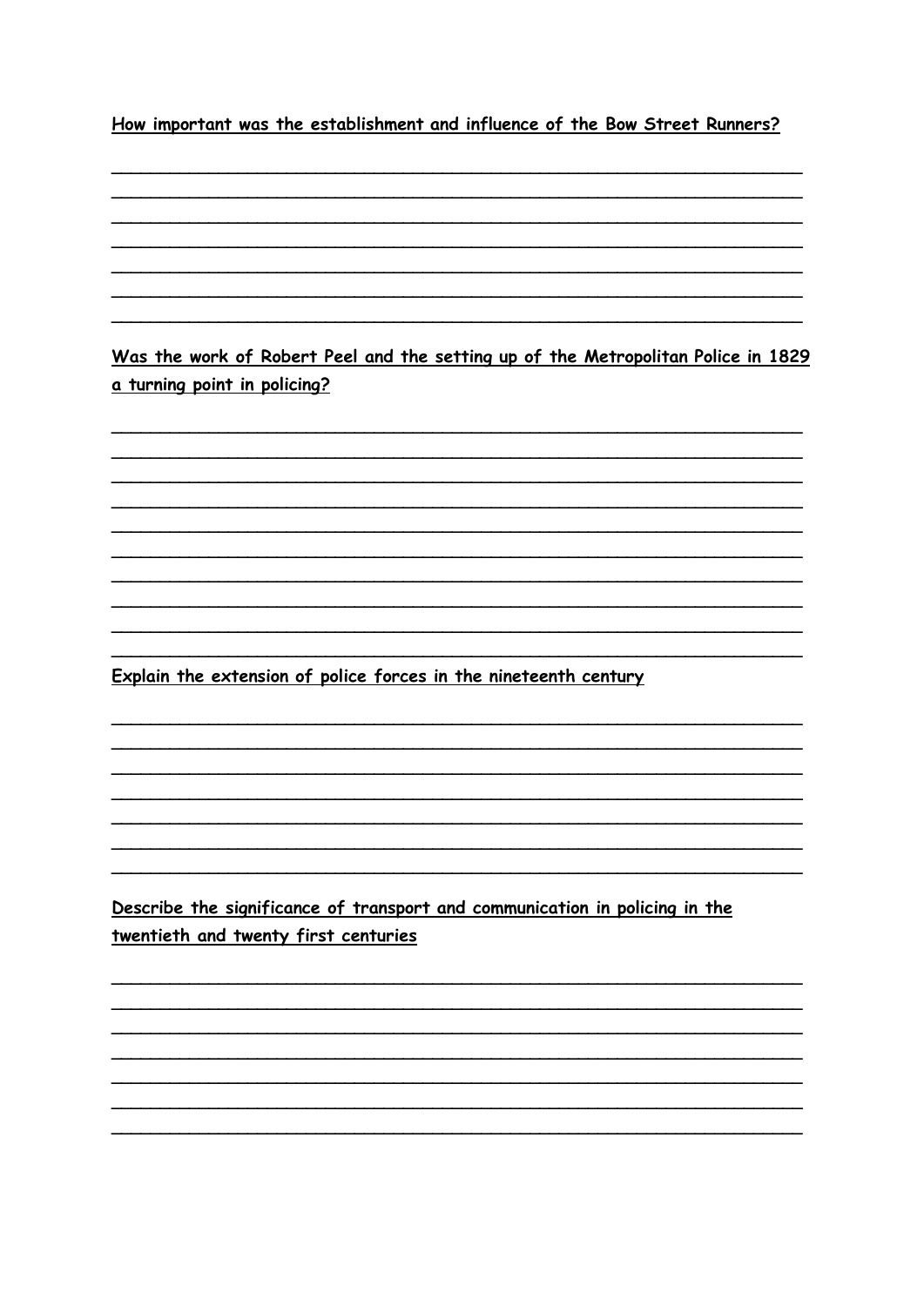**How important was the establishment and influence of the Bow Street Runners?**

\_\_\_\_\_\_\_\_\_\_\_\_\_\_\_\_\_\_\_\_\_\_\_\_\_\_\_\_\_\_\_\_\_\_\_\_\_\_\_\_\_\_\_\_\_\_\_\_\_\_\_\_\_\_\_\_\_\_\_\_\_\_\_\_\_\_

\_\_\_\_\_\_\_\_\_\_\_\_\_\_\_\_\_\_\_\_\_\_\_\_\_\_\_\_\_\_\_\_\_\_\_\_\_\_\_\_\_\_\_\_\_\_\_\_\_\_\_\_\_\_\_\_\_\_\_\_\_\_\_\_\_\_

\_\_\_\_\_\_\_\_\_\_\_\_\_\_\_\_\_\_\_\_\_\_\_\_\_\_\_\_\_\_\_\_\_\_\_\_\_\_\_\_\_\_\_\_\_\_\_\_\_\_\_\_\_\_\_\_\_\_\_\_\_\_\_\_\_\_

\_\_\_\_\_\_\_\_\_\_\_\_\_\_\_\_\_\_\_\_\_\_\_\_\_\_\_\_\_\_\_\_\_\_\_\_\_\_\_\_\_\_\_\_\_\_\_\_\_\_\_\_\_\_\_\_\_\_\_\_\_\_\_\_\_\_

\_\_\_\_\_\_\_\_\_\_\_\_\_\_\_\_\_\_\_\_\_\_\_\_\_\_\_\_\_\_\_\_\_\_\_\_\_\_\_\_\_\_\_\_\_\_\_\_\_\_\_\_\_\_\_\_\_\_\_\_\_\_\_\_\_\_

\_\_\_\_\_\_\_\_\_\_\_\_\_\_\_\_\_\_\_\_\_\_\_\_\_\_\_\_\_\_\_\_\_\_\_\_\_\_\_\_\_\_\_\_\_\_\_\_\_\_\_\_\_\_\_\_\_\_\_\_\_\_\_\_\_\_

\_\_\_\_\_\_\_\_\_\_\_\_\_\_\_\_\_\_\_\_\_\_\_\_\_\_\_\_\_\_\_\_\_\_\_\_\_\_\_\_\_\_\_\_\_\_\_\_\_\_\_\_\_\_\_\_\_\_\_\_\_\_\_\_\_\_

**Was the work of Robert Peel and the setting up of the Metropolitan Police in 1829 a turning point in policing?**

\_\_\_\_\_\_\_\_\_\_\_\_\_\_\_\_\_\_\_\_\_\_\_\_\_\_\_\_\_\_\_\_\_\_\_\_\_\_\_\_\_\_\_\_\_\_\_\_\_\_\_\_\_\_\_\_\_\_\_\_\_\_\_\_\_\_

\_\_\_\_\_\_\_\_\_\_\_\_\_\_\_\_\_\_\_\_\_\_\_\_\_\_\_\_\_\_\_\_\_\_\_\_\_\_\_\_\_\_\_\_\_\_\_\_\_\_\_\_\_\_\_\_\_\_\_\_\_\_\_\_\_\_

\_\_\_\_\_\_\_\_\_\_\_\_\_\_\_\_\_\_\_\_\_\_\_\_\_\_\_\_\_\_\_\_\_\_\_\_\_\_\_\_\_\_\_\_\_\_\_\_\_\_\_\_\_\_\_\_\_\_\_\_\_\_\_\_\_\_

\_\_\_\_\_\_\_\_\_\_\_\_\_\_\_\_\_\_\_\_\_\_\_\_\_\_\_\_\_\_\_\_\_\_\_\_\_\_\_\_\_\_\_\_\_\_\_\_\_\_\_\_\_\_\_\_\_\_\_\_\_\_\_\_\_\_

\_\_\_\_\_\_\_\_\_\_\_\_\_\_\_\_\_\_\_\_\_\_\_\_\_\_\_\_\_\_\_\_\_\_\_\_\_\_\_\_\_\_\_\_\_\_\_\_\_\_\_\_\_\_\_\_\_\_\_\_\_\_\_\_\_\_

\_\_\_\_\_\_\_\_\_\_\_\_\_\_\_\_\_\_\_\_\_\_\_\_\_\_\_\_\_\_\_\_\_\_\_\_\_\_\_\_\_\_\_\_\_\_\_\_\_\_\_\_\_\_\_\_\_\_\_\_\_\_\_\_\_\_

\_\_\_\_\_\_\_\_\_\_\_\_\_\_\_\_\_\_\_\_\_\_\_\_\_\_\_\_\_\_\_\_\_\_\_\_\_\_\_\_\_\_\_\_\_\_\_\_\_\_\_\_\_\_\_\_\_\_\_\_\_\_\_\_\_\_

\_\_\_\_\_\_\_\_\_\_\_\_\_\_\_\_\_\_\_\_\_\_\_\_\_\_\_\_\_\_\_\_\_\_\_\_\_\_\_\_\_\_\_\_\_\_\_\_\_\_\_\_\_\_\_\_\_\_\_\_\_\_\_\_\_\_

\_\_\_\_\_\_\_\_\_\_\_\_\_\_\_\_\_\_\_\_\_\_\_\_\_\_\_\_\_\_\_\_\_\_\_\_\_\_\_\_\_\_\_\_\_\_\_\_\_\_\_\_\_\_\_\_\_\_\_\_\_\_\_\_\_\_

\_\_\_\_\_\_\_\_\_\_\_\_\_\_\_\_\_\_\_\_\_\_\_\_\_\_\_\_\_\_\_\_\_\_\_\_\_\_\_\_\_\_\_\_\_\_\_\_\_\_\_\_\_\_\_\_\_\_\_\_\_\_\_\_\_\_

**Explain the extension of police forces in the nineteenth century**

\_\_\_\_\_\_\_\_\_\_\_\_\_\_\_\_\_\_\_\_\_\_\_\_\_\_\_\_\_\_\_\_\_\_\_\_\_\_\_\_\_\_\_\_\_\_\_\_\_\_\_\_\_\_\_\_\_\_\_\_\_\_\_\_\_\_

\_\_\_\_\_\_\_\_\_\_\_\_\_\_\_\_\_\_\_\_\_\_\_\_\_\_\_\_\_\_\_\_\_\_\_\_\_\_\_\_\_\_\_\_\_\_\_\_\_\_\_\_\_\_\_\_\_\_\_\_\_\_\_\_\_\_

\_\_\_\_\_\_\_\_\_\_\_\_\_\_\_\_\_\_\_\_\_\_\_\_\_\_\_\_\_\_\_\_\_\_\_\_\_\_\_\_\_\_\_\_\_\_\_\_\_\_\_\_\_\_\_\_\_\_\_\_\_\_\_\_\_\_

\_\_\_\_\_\_\_\_\_\_\_\_\_\_\_\_\_\_\_\_\_\_\_\_\_\_\_\_\_\_\_\_\_\_\_\_\_\_\_\_\_\_\_\_\_\_\_\_\_\_\_\_\_\_\_\_\_\_\_\_\_\_\_\_\_\_

\_\_\_\_\_\_\_\_\_\_\_\_\_\_\_\_\_\_\_\_\_\_\_\_\_\_\_\_\_\_\_\_\_\_\_\_\_\_\_\_\_\_\_\_\_\_\_\_\_\_\_\_\_\_\_\_\_\_\_\_\_\_\_\_\_\_

\_\_\_\_\_\_\_\_\_\_\_\_\_\_\_\_\_\_\_\_\_\_\_\_\_\_\_\_\_\_\_\_\_\_\_\_\_\_\_\_\_\_\_\_\_\_\_\_\_\_\_\_\_\_\_\_\_\_\_\_\_\_\_\_\_\_

\_\_\_\_\_\_\_\_\_\_\_\_\_\_\_\_\_\_\_\_\_\_\_\_\_\_\_\_\_\_\_\_\_\_\_\_\_\_\_\_\_\_\_\_\_\_\_\_\_\_\_\_\_\_\_\_\_\_\_\_\_\_\_\_\_\_

**Describe the significance of transport and communication in policing in the twentieth and twenty first centuries**

\_\_\_\_\_\_\_\_\_\_\_\_\_\_\_\_\_\_\_\_\_\_\_\_\_\_\_\_\_\_\_\_\_\_\_\_\_\_\_\_\_\_\_\_\_\_\_\_\_\_\_\_\_\_\_\_\_\_\_\_\_\_\_\_\_\_

\_\_\_\_\_\_\_\_\_\_\_\_\_\_\_\_\_\_\_\_\_\_\_\_\_\_\_\_\_\_\_\_\_\_\_\_\_\_\_\_\_\_\_\_\_\_\_\_\_\_\_\_\_\_\_\_\_\_\_\_\_\_\_\_\_\_

\_\_\_\_\_\_\_\_\_\_\_\_\_\_\_\_\_\_\_\_\_\_\_\_\_\_\_\_\_\_\_\_\_\_\_\_\_\_\_\_\_\_\_\_\_\_\_\_\_\_\_\_\_\_\_\_\_\_\_\_\_\_\_\_\_\_

\_\_\_\_\_\_\_\_\_\_\_\_\_\_\_\_\_\_\_\_\_\_\_\_\_\_\_\_\_\_\_\_\_\_\_\_\_\_\_\_\_\_\_\_\_\_\_\_\_\_\_\_\_\_\_\_\_\_\_\_\_\_\_\_\_\_

\_\_\_\_\_\_\_\_\_\_\_\_\_\_\_\_\_\_\_\_\_\_\_\_\_\_\_\_\_\_\_\_\_\_\_\_\_\_\_\_\_\_\_\_\_\_\_\_\_\_\_\_\_\_\_\_\_\_\_\_\_\_\_\_\_\_

\_\_\_\_\_\_\_\_\_\_\_\_\_\_\_\_\_\_\_\_\_\_\_\_\_\_\_\_\_\_\_\_\_\_\_\_\_\_\_\_\_\_\_\_\_\_\_\_\_\_\_\_\_\_\_\_\_\_\_\_\_\_\_\_\_\_

\_\_\_\_\_\_\_\_\_\_\_\_\_\_\_\_\_\_\_\_\_\_\_\_\_\_\_\_\_\_\_\_\_\_\_\_\_\_\_\_\_\_\_\_\_\_\_\_\_\_\_\_\_\_\_\_\_\_\_\_\_\_\_\_\_\_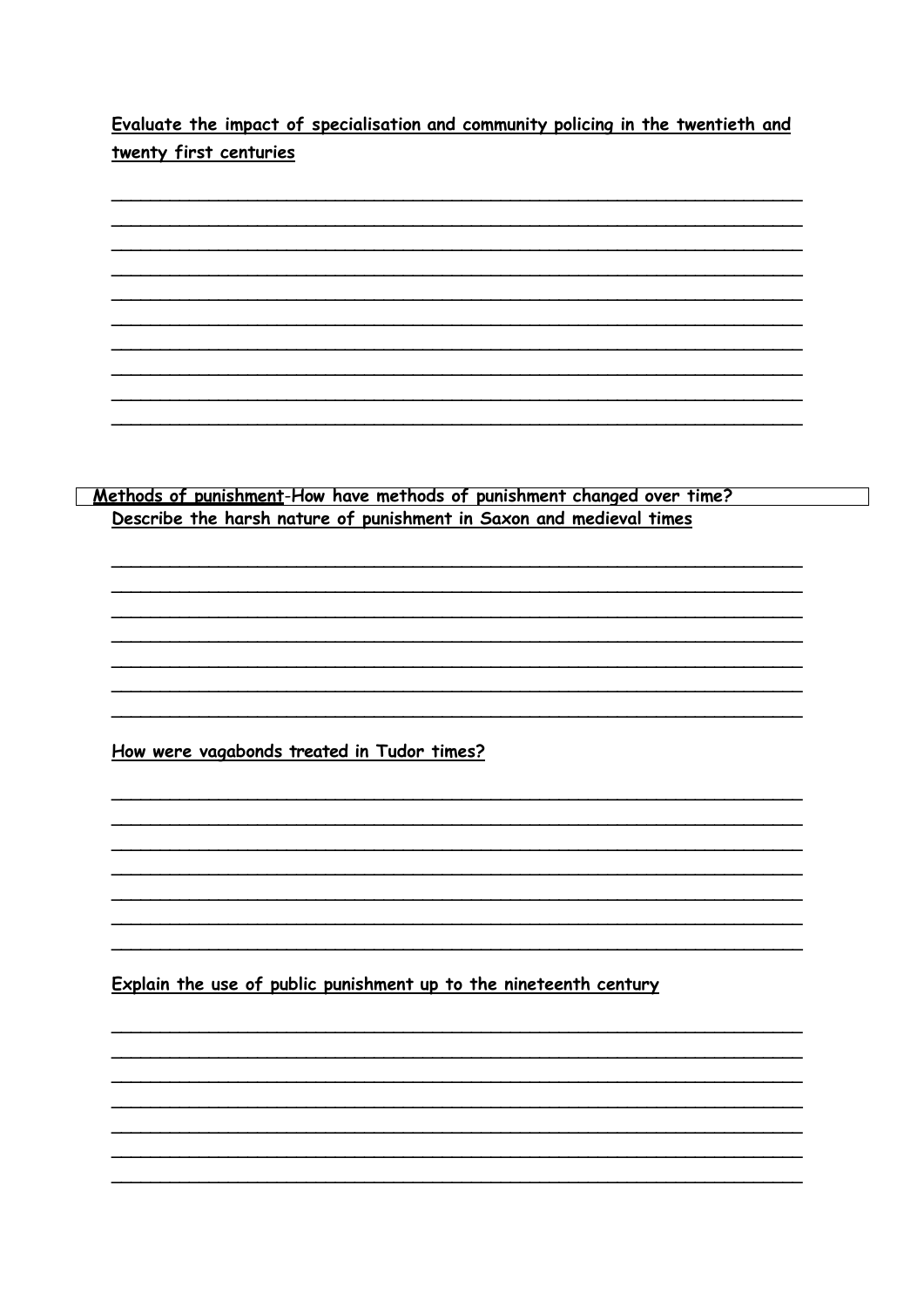**Evaluate the impact of specialisation and community policing in the twentieth and twenty first centuries**

______________________________________________________________________
______________________________________________________________________
______________________________________________________________________
______________________________________________________________________
______________________________________________________________________
______________________________________________________________________
______________________________________________________________________
______________________________________________________________________
______________________________________________________________________
______________________________________________________________________

**Methods of punishment-How have methods of punishment changed over time?**

**Describe the harsh nature of punishment in Saxon and medieval times**

______________________________________________________________________
______________________________________________________________________
______________________________________________________________________
______________________________________________________________________
______________________________________________________________________
______________________________________________________________________
______________________________________________________________________

**How were vagabonds treated in Tudor times?**

______________________________________________________________________
______________________________________________________________________
______________________________________________________________________
______________________________________________________________________
______________________________________________________________________
______________________________________________________________________
______________________________________________________________________

**Explain the use of public punishment up to the nineteenth century**

______________________________________________________________________
______________________________________________________________________
______________________________________________________________________
______________________________________________________________________
______________________________________________________________________
______________________________________________________________________
______________________________________________________________________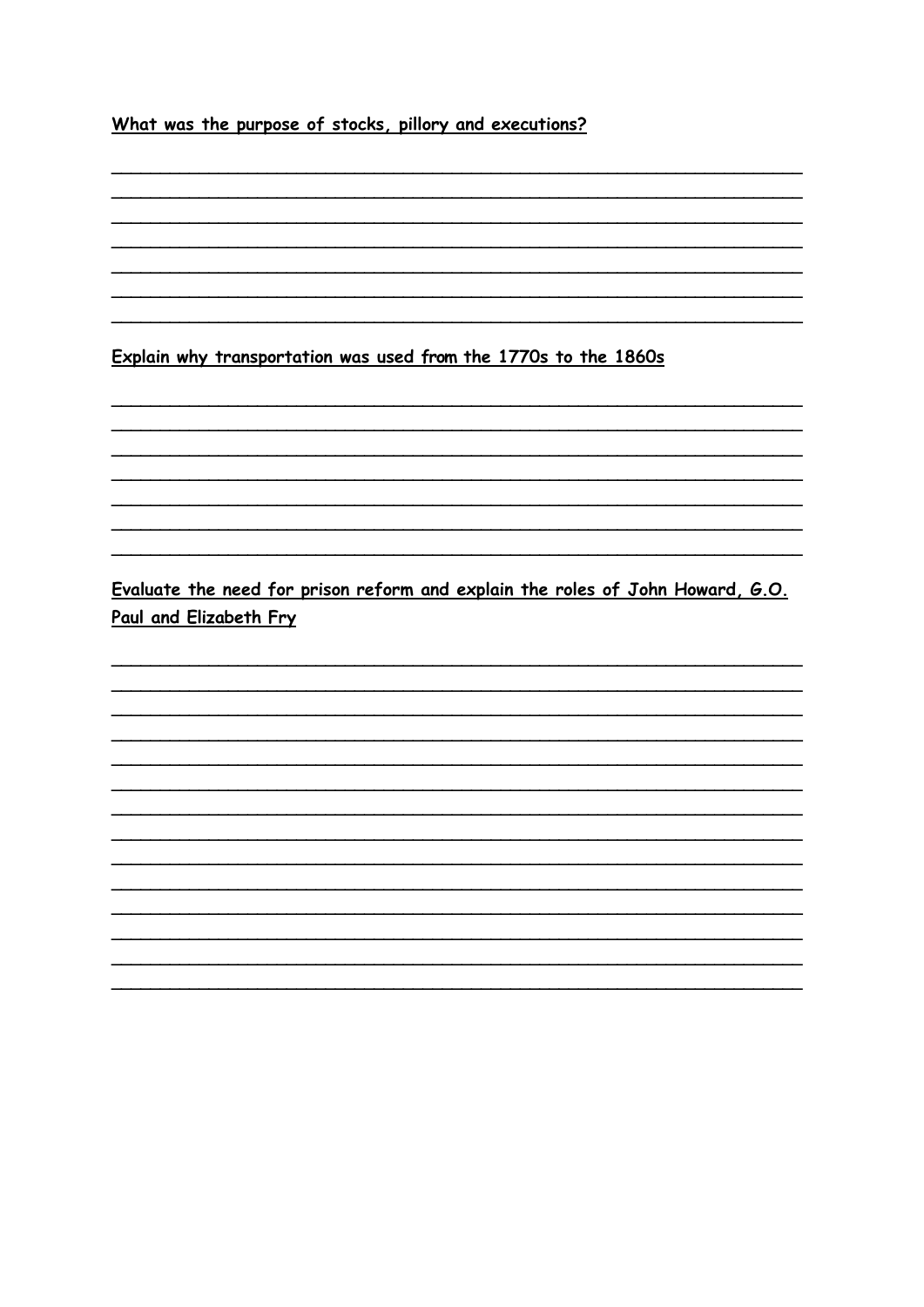**What was the purpose of stocks, pillory and executions?**

___

___

___

___

___

___

___

**Explain why transportation was used from the 1770s to the 1860s**

___

___

___

___

___

___

___

**Evaluate the need for prison reform and explain the roles of John Howard, G.O. Paul and Elizabeth Fry**

___

___

___

___

___

___

___

___

___

___

___

___

___

___

___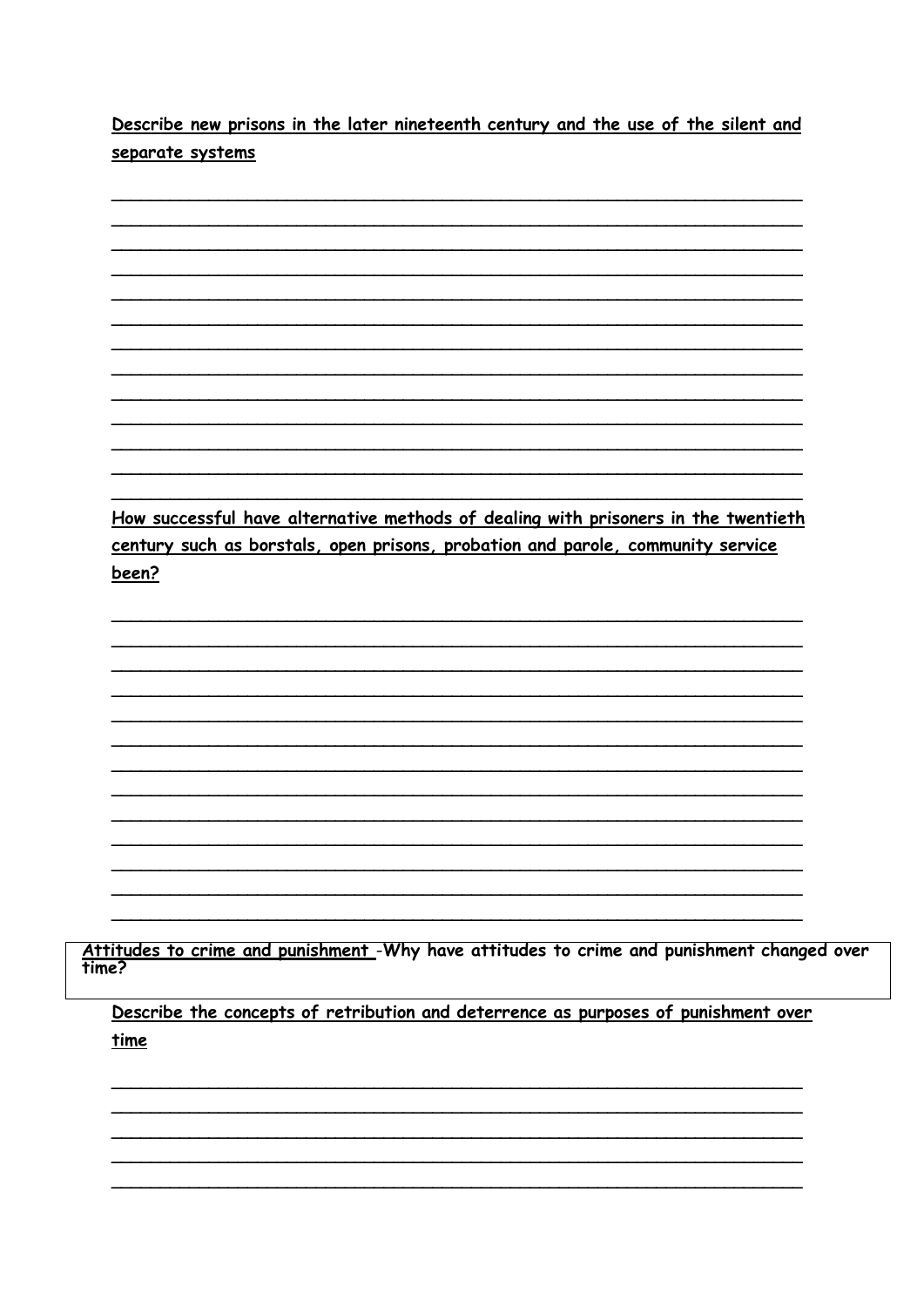**Describe new prisons in the later nineteenth century and the use of the silent and separate systems**

**How successful have alternative methods of dealing with prisoners in the twentieth century such as borstals, open prisons, probation and parole, community service been?**

**Attitudes to crime and punishment** -Why have attitudes to crime and punishment changed over time?

**Describe the concepts of retribution and deterrence as purposes of punishment over time**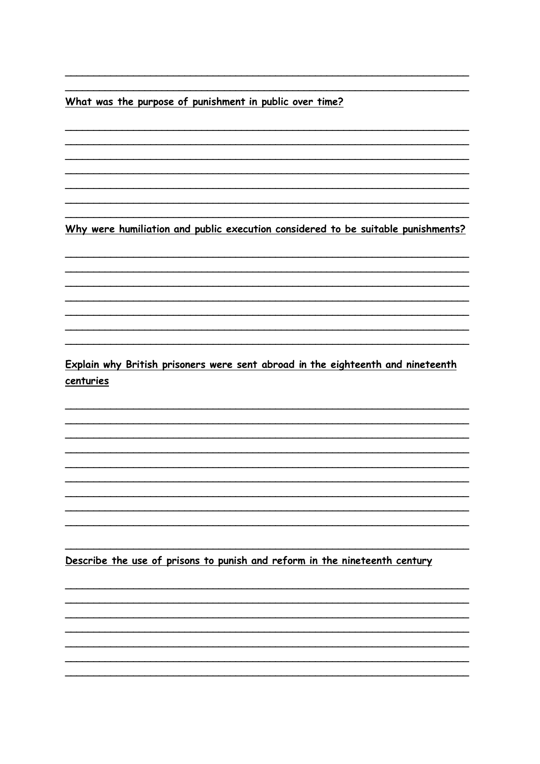<u>**What was the purpose of punishment in public over time?**</u>

<u>**Why were humiliation and public execution considered to be suitable punishments?**</u>

<u>**Explain why British prisoners were sent abroad in the eighteenth and nineteenth centuries**</u>

<u>**Describe the use of prisons to punish and reform in the nineteenth century**</u>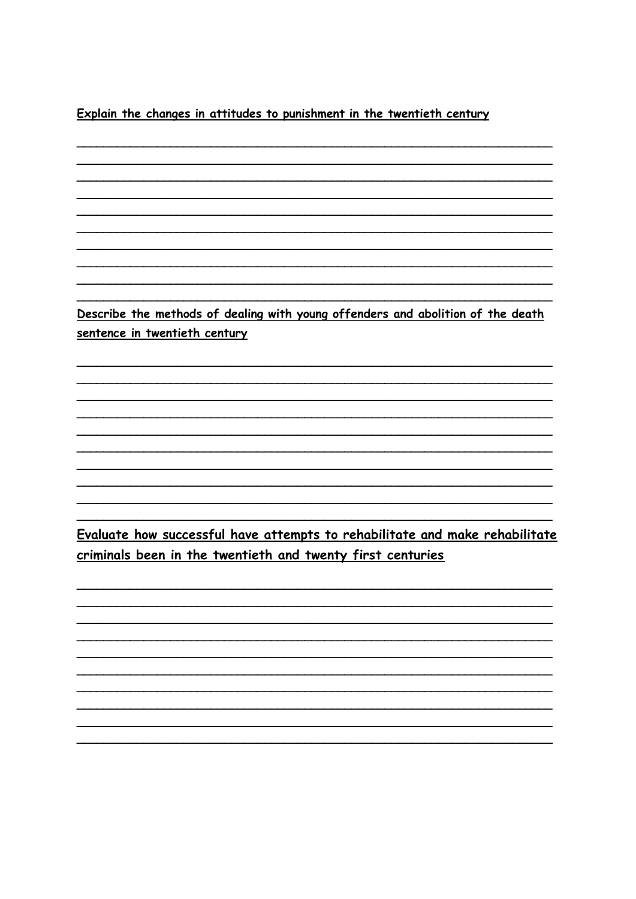**Explain the changes in attitudes to punishment in the twentieth century**

____________________________________________________________
____________________________________________________________
____________________________________________________________
____________________________________________________________
____________________________________________________________
____________________________________________________________
____________________________________________________________
____________________________________________________________
____________________________________________________________
____________________________________________________________

**Describe the methods of dealing with young offenders and abolition of the death sentence in twentieth century**

____________________________________________________________
____________________________________________________________
____________________________________________________________
____________________________________________________________
____________________________________________________________
____________________________________________________________
____________________________________________________________
____________________________________________________________
____________________________________________________________
____________________________________________________________

**Evaluate how successful have attempts to rehabilitate and make rehabilitate criminals been in the twentieth and twenty first centuries**

____________________________________________________________
____________________________________________________________
____________________________________________________________
____________________________________________________________
____________________________________________________________
____________________________________________________________
____________________________________________________________
____________________________________________________________
____________________________________________________________
____________________________________________________________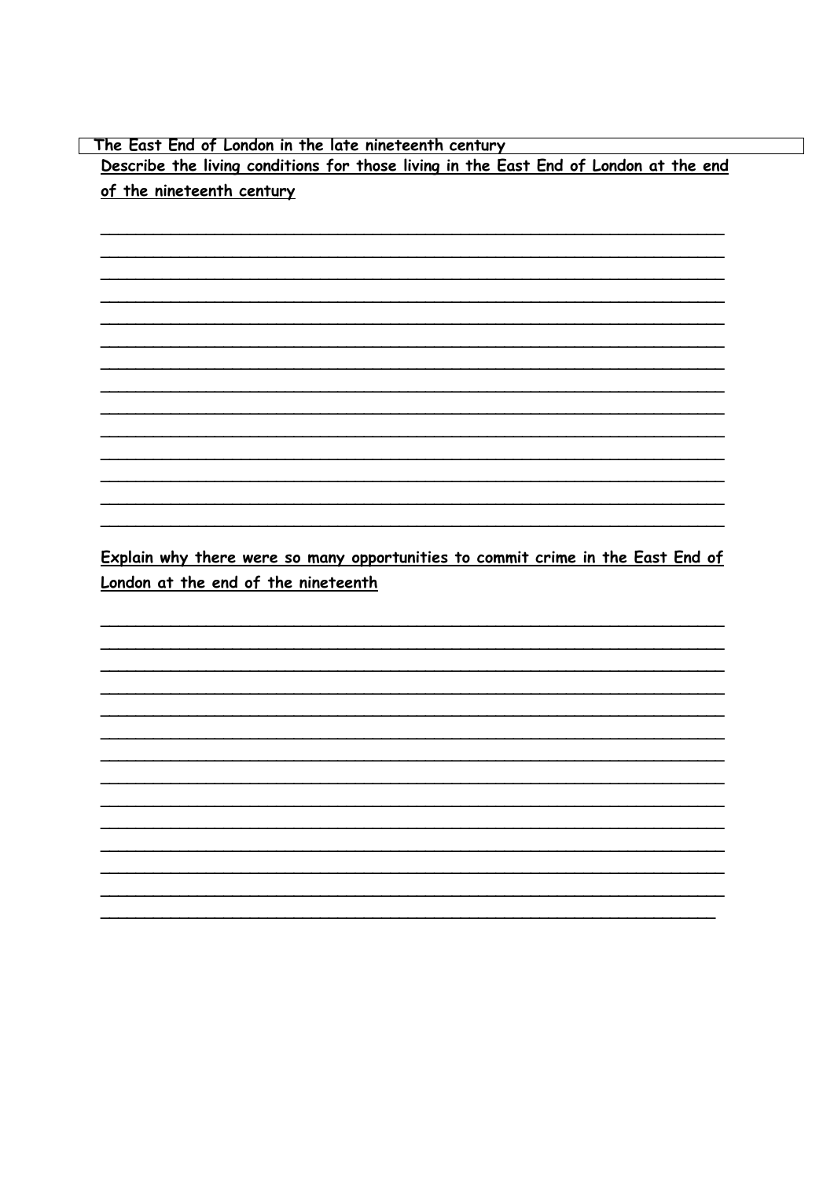The East End of London in the late nineteenth century

**Describe the living conditions for those living in the East End of London at the end of the nineteenth century**

**Explain why there were so many opportunities to commit crime in the East End of London at the end of the nineteenth**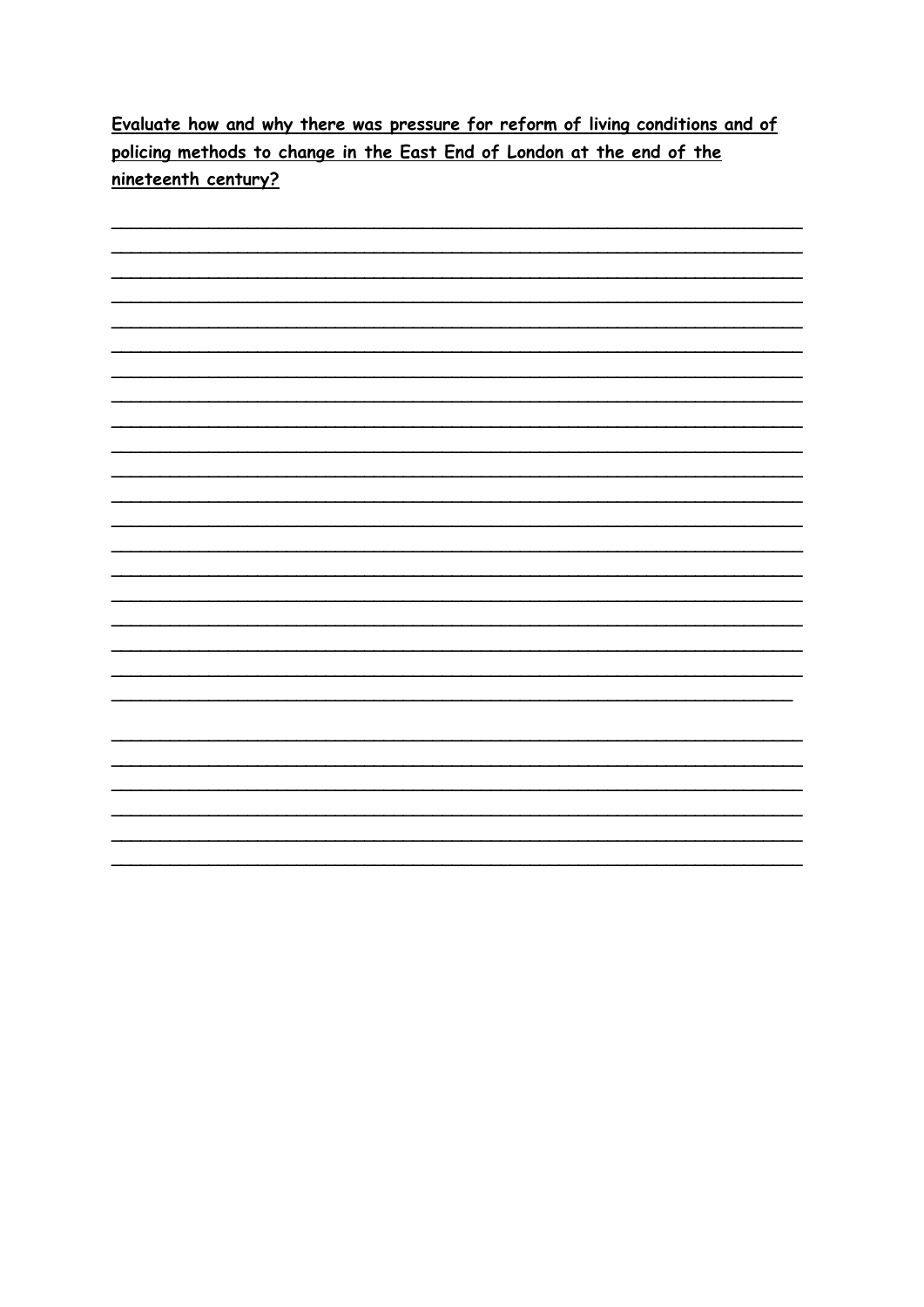**Evaluate how and why there was pressure for reform of living conditions and of policing methods to change in the East End of London at the end of the nineteenth century?**